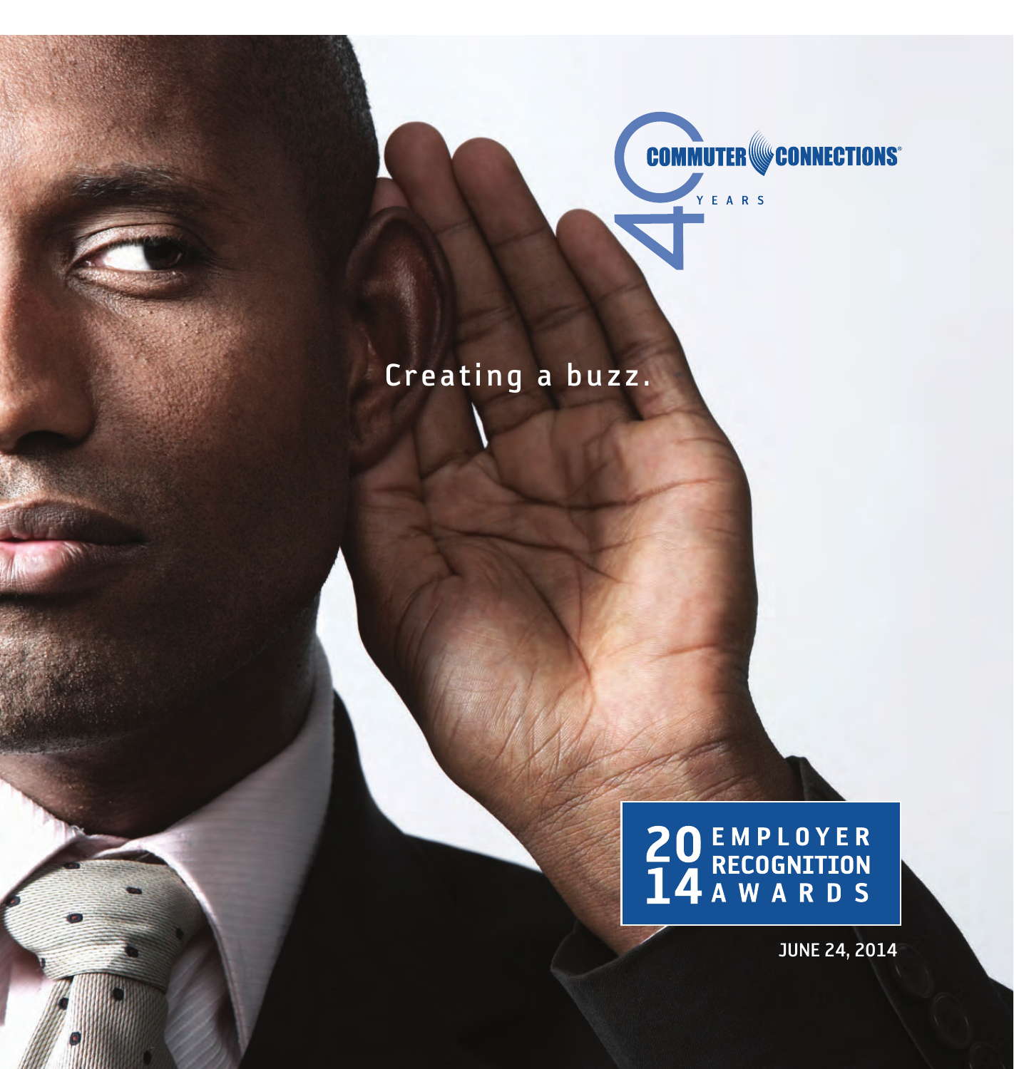COMMUTER CONNECTIONS®

40 YEARS

Creating a buzz.

# 2014 EMPLOYER RECOGNITION AWARDS

JUNE 24, 2014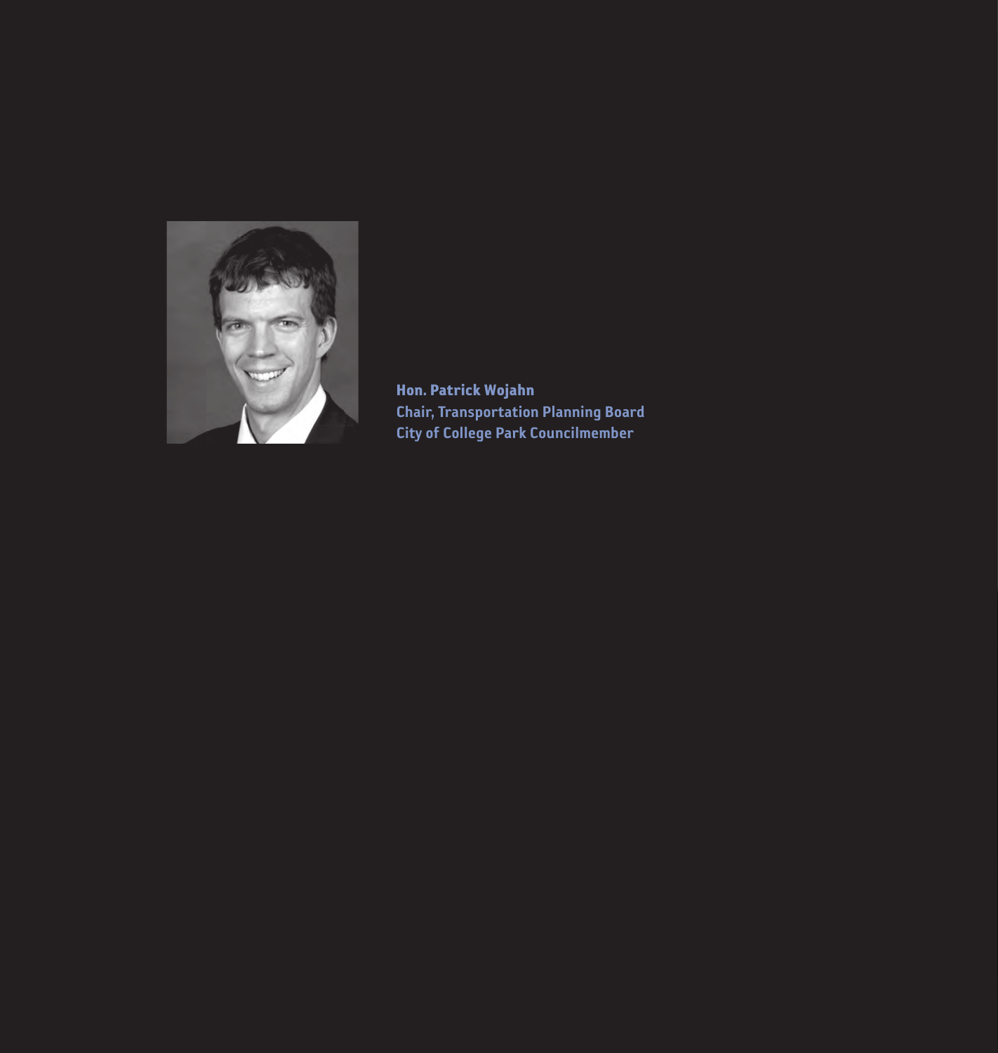**Hon. Patrick Wojahn**
**Chair, Transportation Planning Board**
**City of College Park Councilmember**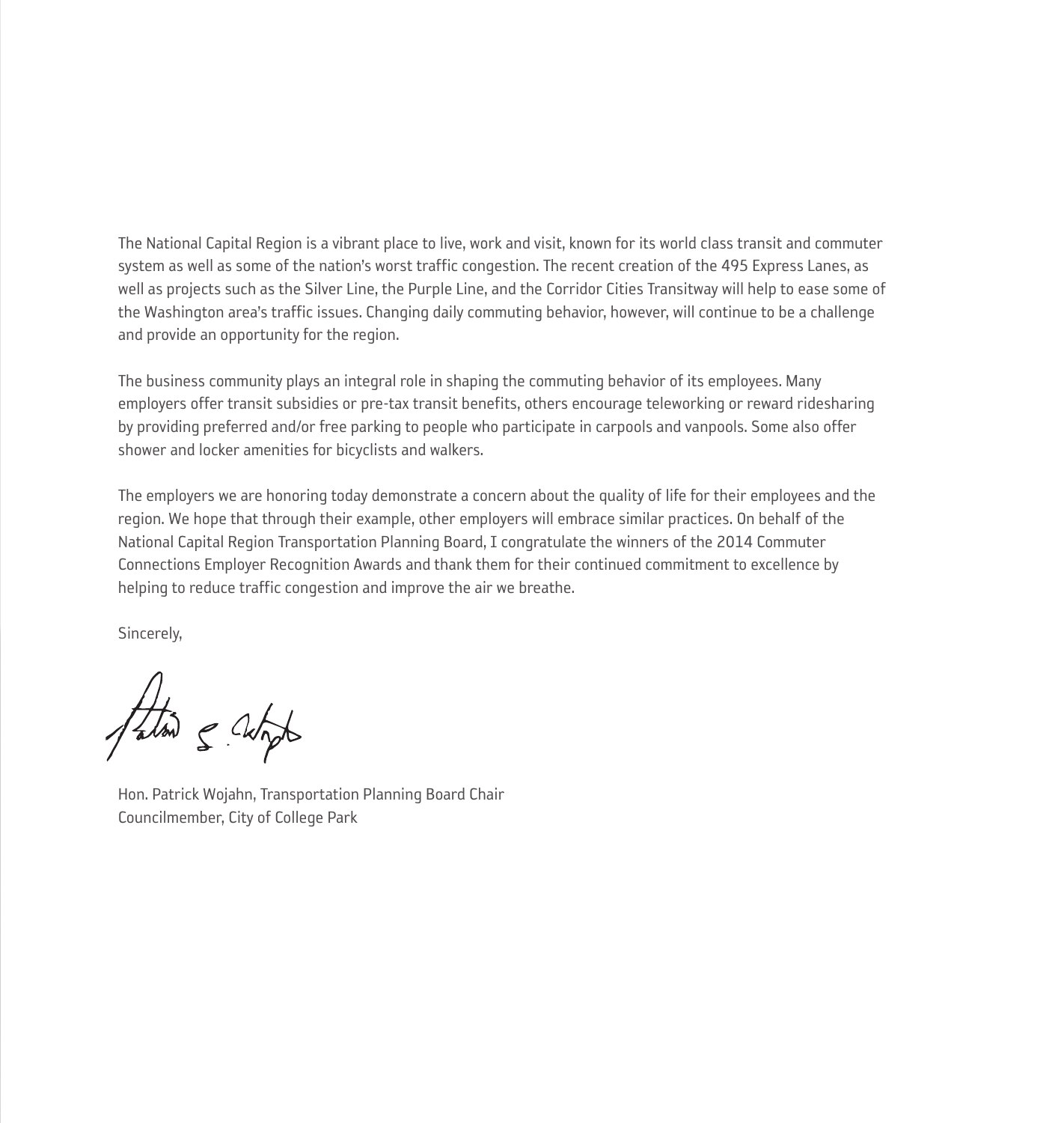The National Capital Region is a vibrant place to live, work and visit, known for its world class transit and commuter system as well as some of the nation's worst traffic congestion. The recent creation of the 495 Express Lanes, as well as projects such as the Silver Line, the Purple Line, and the Corridor Cities Transitway will help to ease some of the Washington area's traffic issues. Changing daily commuting behavior, however, will continue to be a challenge and provide an opportunity for the region.

The business community plays an integral role in shaping the commuting behavior of its employees. Many employers offer transit subsidies or pre-tax transit benefits, others encourage teleworking or reward ridesharing by providing preferred and/or free parking to people who participate in carpools and vanpools. Some also offer shower and locker amenities for bicyclists and walkers.

The employers we are honoring today demonstrate a concern about the quality of life for their employees and the region. We hope that through their example, other employers will embrace similar practices. On behalf of the National Capital Region Transportation Planning Board, I congratulate the winners of the 2014 Commuter Connections Employer Recognition Awards and thank them for their continued commitment to excellence by helping to reduce traffic congestion and improve the air we breathe.

Sincerely,

Hon. Patrick Wojahn, Transportation Planning Board Chair
Councilmember, City of College Park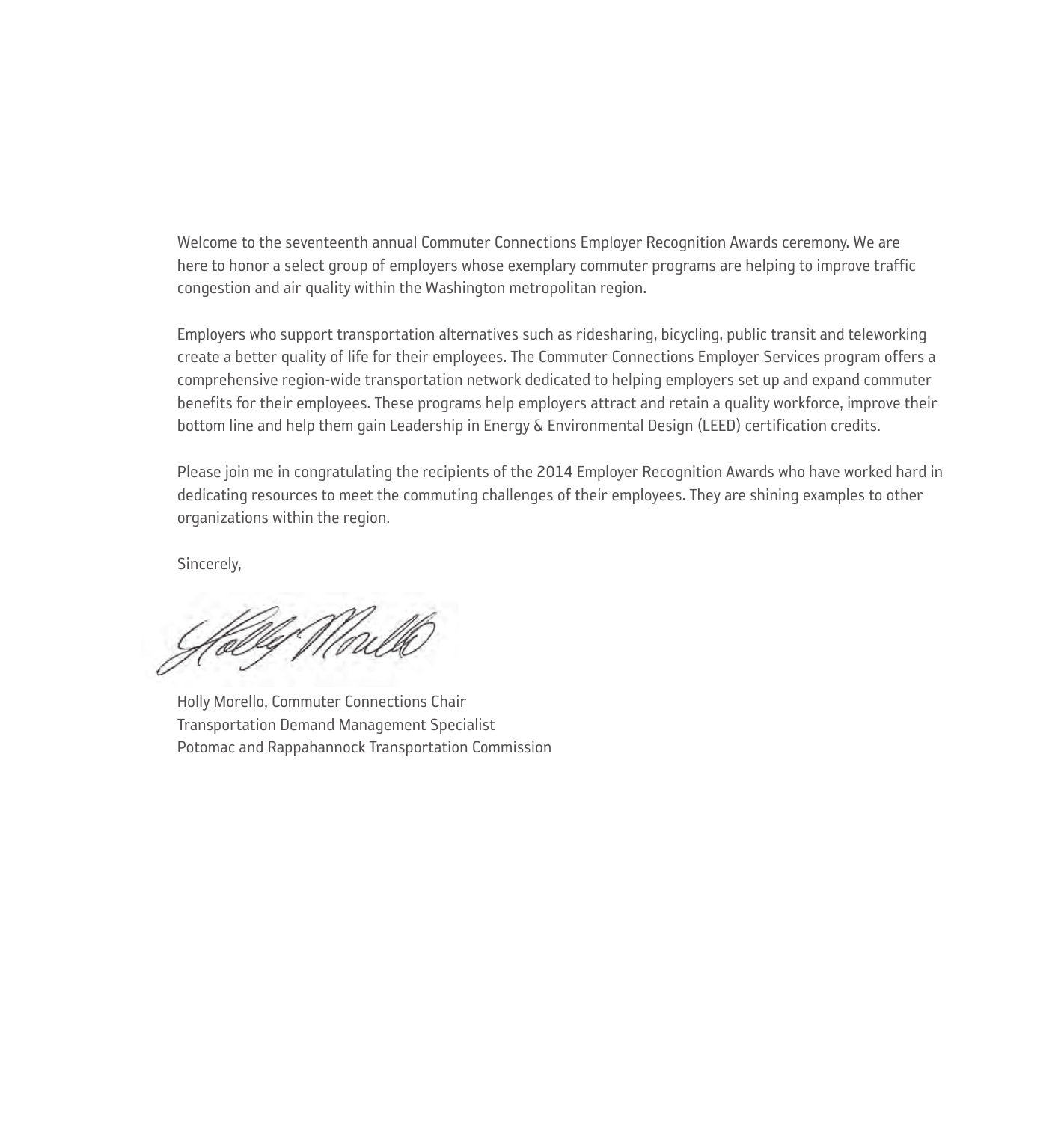Welcome to the seventeenth annual Commuter Connections Employer Recognition Awards ceremony. We are here to honor a select group of employers whose exemplary commuter programs are helping to improve traffic congestion and air quality within the Washington metropolitan region.

Employers who support transportation alternatives such as ridesharing, bicycling, public transit and teleworking create a better quality of life for their employees. The Commuter Connections Employer Services program offers a comprehensive region-wide transportation network dedicated to helping employers set up and expand commuter benefits for their employees. These programs help employers attract and retain a quality workforce, improve their bottom line and help them gain Leadership in Energy & Environmental Design (LEED) certification credits.

Please join me in congratulating the recipients of the 2014 Employer Recognition Awards who have worked hard in dedicating resources to meet the commuting challenges of their employees. They are shining examples to other organizations within the region.

Sincerely,

Holly Morello, Commuter Connections Chair
Transportation Demand Management Specialist
Potomac and Rappahannock Transportation Commission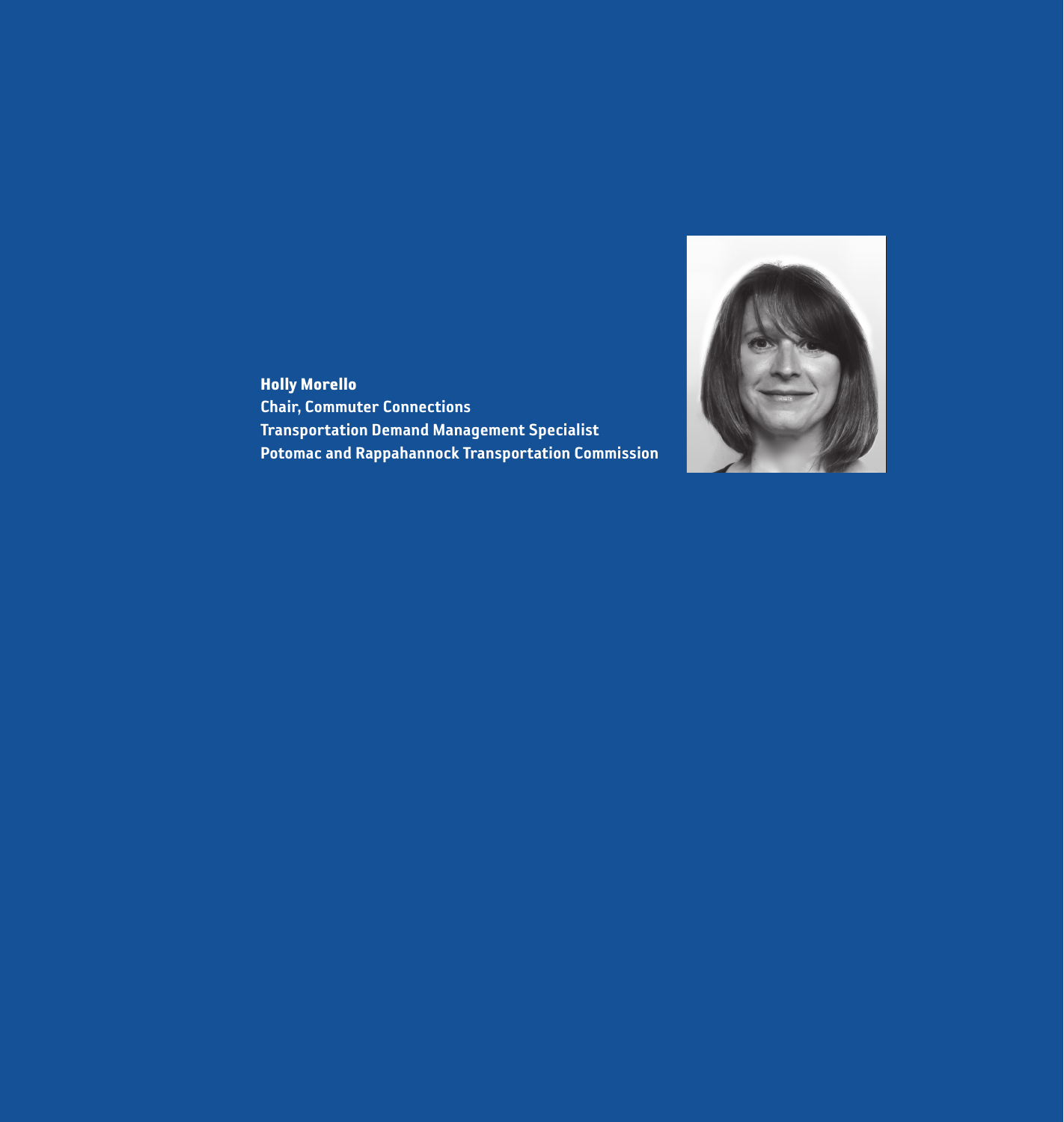**Holly Morello**
**Chair, Commuter Connections**
**Transportation Demand Management Specialist**
**Potomac and Rappahannock Transportation Commission**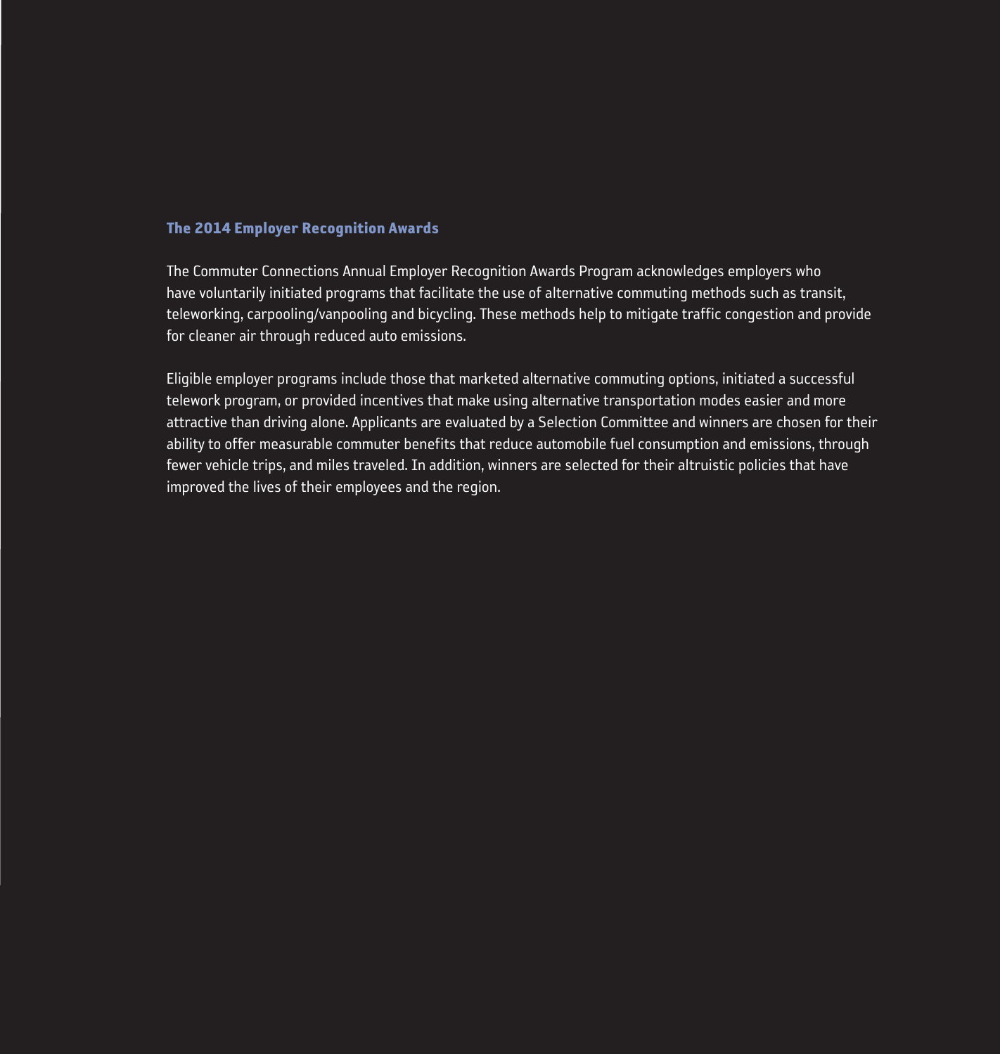## The 2014 Employer Recognition Awards

The Commuter Connections Annual Employer Recognition Awards Program acknowledges employers who have voluntarily initiated programs that facilitate the use of alternative commuting methods such as transit, teleworking, carpooling/vanpooling and bicycling. These methods help to mitigate traffic congestion and provide for cleaner air through reduced auto emissions.

Eligible employer programs include those that marketed alternative commuting options, initiated a successful telework program, or provided incentives that make using alternative transportation modes easier and more attractive than driving alone. Applicants are evaluated by a Selection Committee and winners are chosen for their ability to offer measurable commuter benefits that reduce automobile fuel consumption and emissions, through fewer vehicle trips, and miles traveled. In addition, winners are selected for their altruistic policies that have improved the lives of their employees and the region.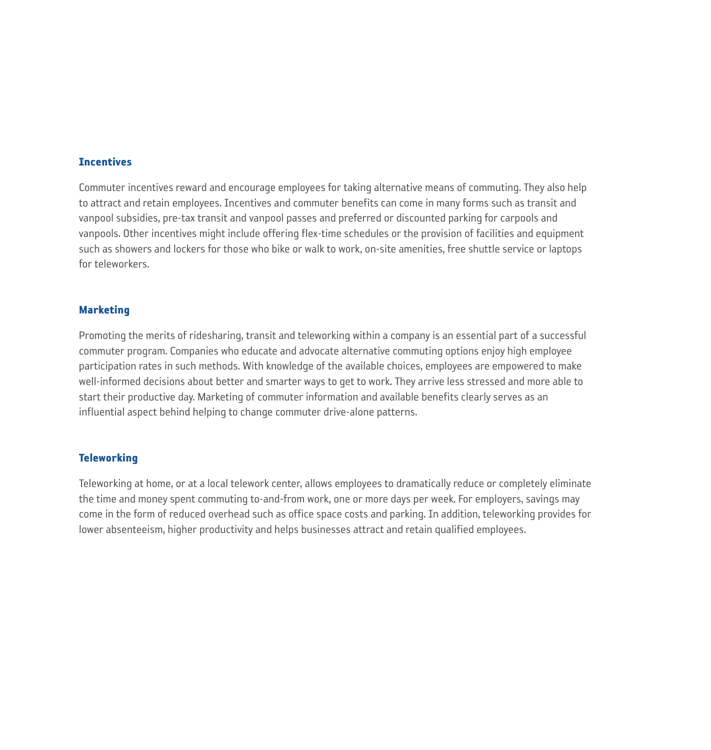### Incentives

Commuter incentives reward and encourage employees for taking alternative means of commuting. They also help to attract and retain employees. Incentives and commuter benefits can come in many forms such as transit and vanpool subsidies, pre-tax transit and vanpool passes and preferred or discounted parking for carpools and vanpools. Other incentives might include offering flex-time schedules or the provision of facilities and equipment such as showers and lockers for those who bike or walk to work, on-site amenities, free shuttle service or laptops for teleworkers.

### Marketing

Promoting the merits of ridesharing, transit and teleworking within a company is an essential part of a successful commuter program. Companies who educate and advocate alternative commuting options enjoy high employee participation rates in such methods. With knowledge of the available choices, employees are empowered to make well-informed decisions about better and smarter ways to get to work. They arrive less stressed and more able to start their productive day. Marketing of commuter information and available benefits clearly serves as an influential aspect behind helping to change commuter drive-alone patterns.

### Teleworking

Teleworking at home, or at a local telework center, allows employees to dramatically reduce or completely eliminate the time and money spent commuting to-and-from work, one or more days per week. For employers, savings may come in the form of reduced overhead such as office space costs and parking. In addition, teleworking provides for lower absenteeism, higher productivity and helps businesses attract and retain qualified employees.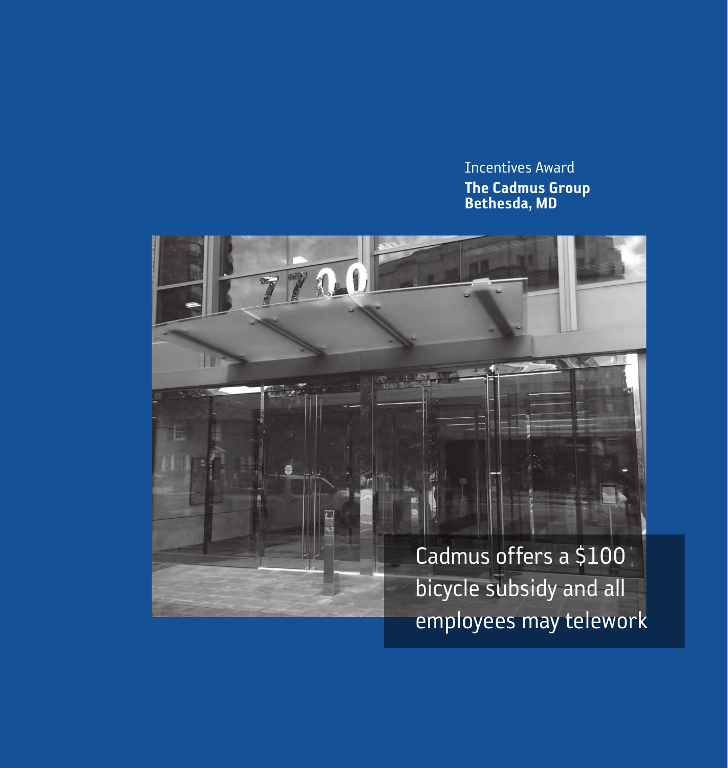Incentives Award

**The Cadmus Group**
**Bethesda, MD**

Cadmus offers a $100 bicycle subsidy and all employees may telework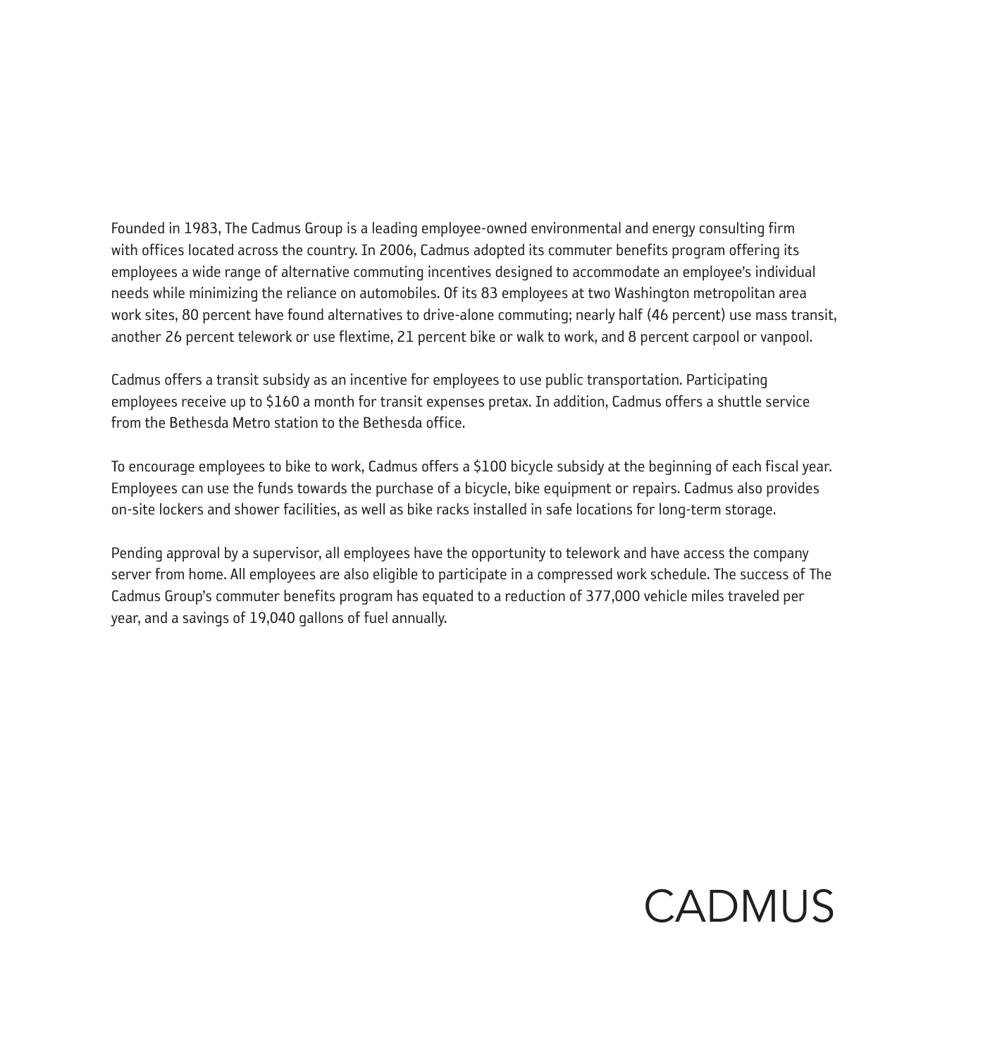Founded in 1983, The Cadmus Group is a leading employee-owned environmental and energy consulting firm with offices located across the country. In 2006, Cadmus adopted its commuter benefits program offering its employees a wide range of alternative commuting incentives designed to accommodate an employee's individual needs while minimizing the reliance on automobiles. Of its 83 employees at two Washington metropolitan area work sites, 80 percent have found alternatives to drive-alone commuting; nearly half (46 percent) use mass transit, another 26 percent telework or use flextime, 21 percent bike or walk to work, and 8 percent carpool or vanpool.

Cadmus offers a transit subsidy as an incentive for employees to use public transportation. Participating employees receive up to $160 a month for transit expenses pretax. In addition, Cadmus offers a shuttle service from the Bethesda Metro station to the Bethesda office.

To encourage employees to bike to work, Cadmus offers a $100 bicycle subsidy at the beginning of each fiscal year. Employees can use the funds towards the purchase of a bicycle, bike equipment or repairs. Cadmus also provides on-site lockers and shower facilities, as well as bike racks installed in safe locations for long-term storage.

Pending approval by a supervisor, all employees have the opportunity to telework and have access the company server from home. All employees are also eligible to participate in a compressed work schedule. The success of The Cadmus Group's commuter benefits program has equated to a reduction of 377,000 vehicle miles traveled per year, and a savings of 19,040 gallons of fuel annually.

CADMUS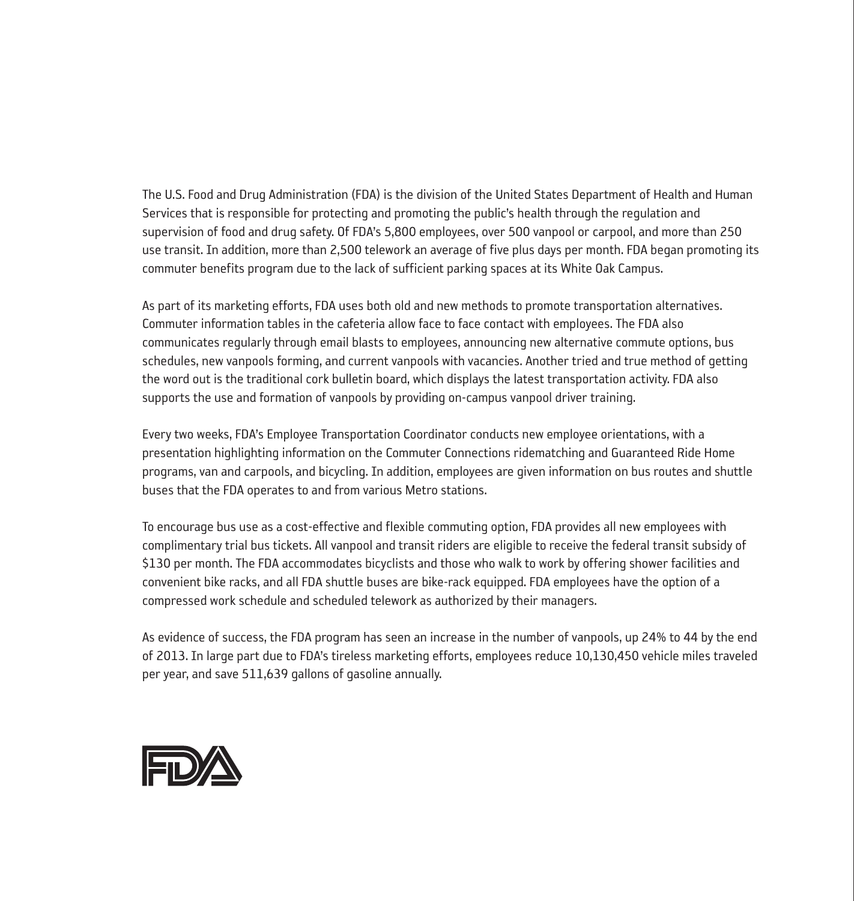The U.S. Food and Drug Administration (FDA) is the division of the United States Department of Health and Human Services that is responsible for protecting and promoting the public's health through the regulation and supervision of food and drug safety. Of FDA's 5,800 employees, over 500 vanpool or carpool, and more than 250 use transit. In addition, more than 2,500 telework an average of five plus days per month. FDA began promoting its commuter benefits program due to the lack of sufficient parking spaces at its White Oak Campus.

As part of its marketing efforts, FDA uses both old and new methods to promote transportation alternatives. Commuter information tables in the cafeteria allow face to face contact with employees. The FDA also communicates regularly through email blasts to employees, announcing new alternative commute options, bus schedules, new vanpools forming, and current vanpools with vacancies. Another tried and true method of getting the word out is the traditional cork bulletin board, which displays the latest transportation activity. FDA also supports the use and formation of vanpools by providing on-campus vanpool driver training.

Every two weeks, FDA's Employee Transportation Coordinator conducts new employee orientations, with a presentation highlighting information on the Commuter Connections ridematching and Guaranteed Ride Home programs, van and carpools, and bicycling. In addition, employees are given information on bus routes and shuttle buses that the FDA operates to and from various Metro stations.

To encourage bus use as a cost-effective and flexible commuting option, FDA provides all new employees with complimentary trial bus tickets. All vanpool and transit riders are eligible to receive the federal transit subsidy of $130 per month. The FDA accommodates bicyclists and those who walk to work by offering shower facilities and convenient bike racks, and all FDA shuttle buses are bike-rack equipped. FDA employees have the option of a compressed work schedule and scheduled telework as authorized by their managers.

As evidence of success, the FDA program has seen an increase in the number of vanpools, up 24% to 44 by the end of 2013. In large part due to FDA's tireless marketing efforts, employees reduce 10,130,450 vehicle miles traveled per year, and save 511,639 gallons of gasoline annually.

FDA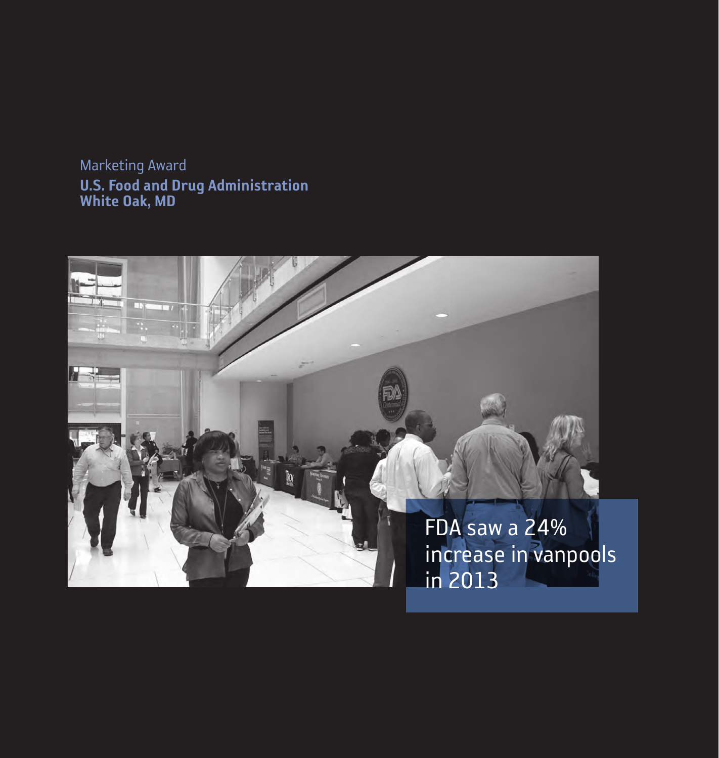Marketing Award

**U.S. Food and Drug Administration**
**White Oak, MD**

FDA saw a 24% increase in vanpools in 2013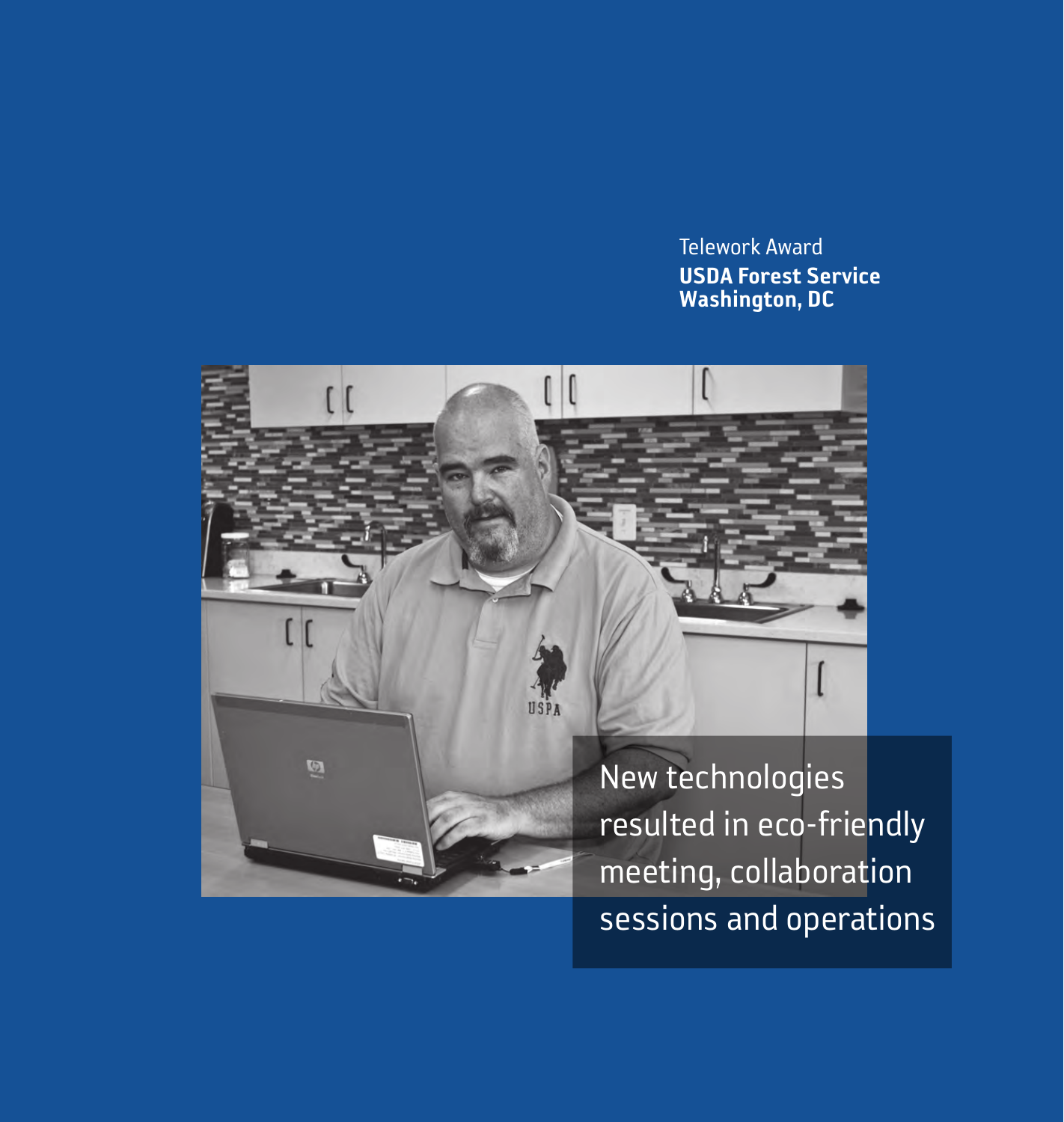Telework Award
**USDA Forest Service**
**Washington, DC**

New technologies resulted in eco-friendly meeting, collaboration sessions and operations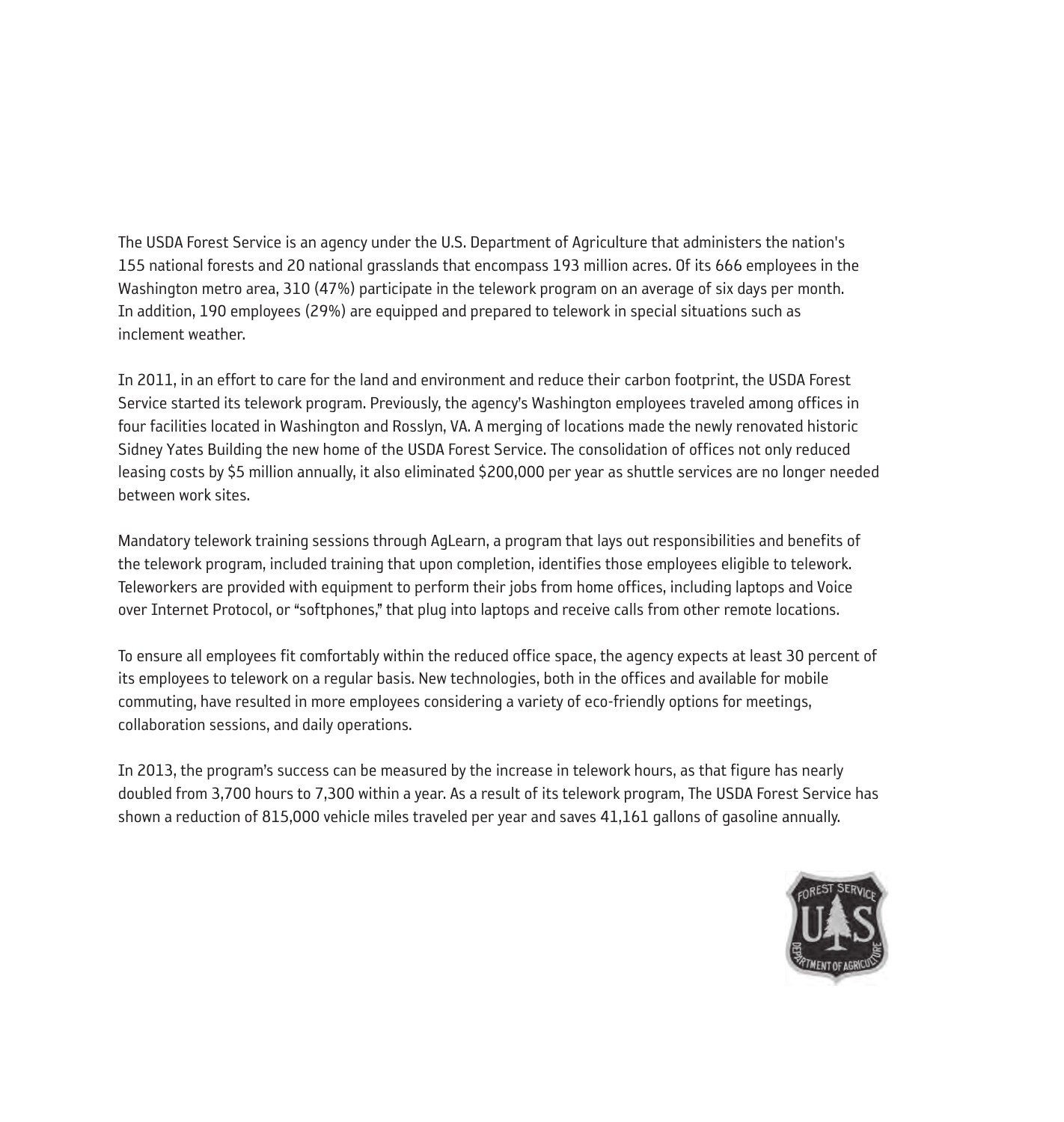The USDA Forest Service is an agency under the U.S. Department of Agriculture that administers the nation's 155 national forests and 20 national grasslands that encompass 193 million acres. Of its 666 employees in the Washington metro area, 310 (47%) participate in the telework program on an average of six days per month. In addition, 190 employees (29%) are equipped and prepared to telework in special situations such as inclement weather.

In 2011, in an effort to care for the land and environment and reduce their carbon footprint, the USDA Forest Service started its telework program. Previously, the agency's Washington employees traveled among offices in four facilities located in Washington and Rosslyn, VA. A merging of locations made the newly renovated historic Sidney Yates Building the new home of the USDA Forest Service. The consolidation of offices not only reduced leasing costs by $5 million annually, it also eliminated $200,000 per year as shuttle services are no longer needed between work sites.

Mandatory telework training sessions through AgLearn, a program that lays out responsibilities and benefits of the telework program, included training that upon completion, identifies those employees eligible to telework. Teleworkers are provided with equipment to perform their jobs from home offices, including laptops and Voice over Internet Protocol, or "softphones," that plug into laptops and receive calls from other remote locations.

To ensure all employees fit comfortably within the reduced office space, the agency expects at least 30 percent of its employees to telework on a regular basis. New technologies, both in the offices and available for mobile commuting, have resulted in more employees considering a variety of eco-friendly options for meetings, collaboration sessions, and daily operations.

In 2013, the program's success can be measured by the increase in telework hours, as that figure has nearly doubled from 3,700 hours to 7,300 within a year. As a result of its telework program, The USDA Forest Service has shown a reduction of 815,000 vehicle miles traveled per year and saves 41,161 gallons of gasoline annually.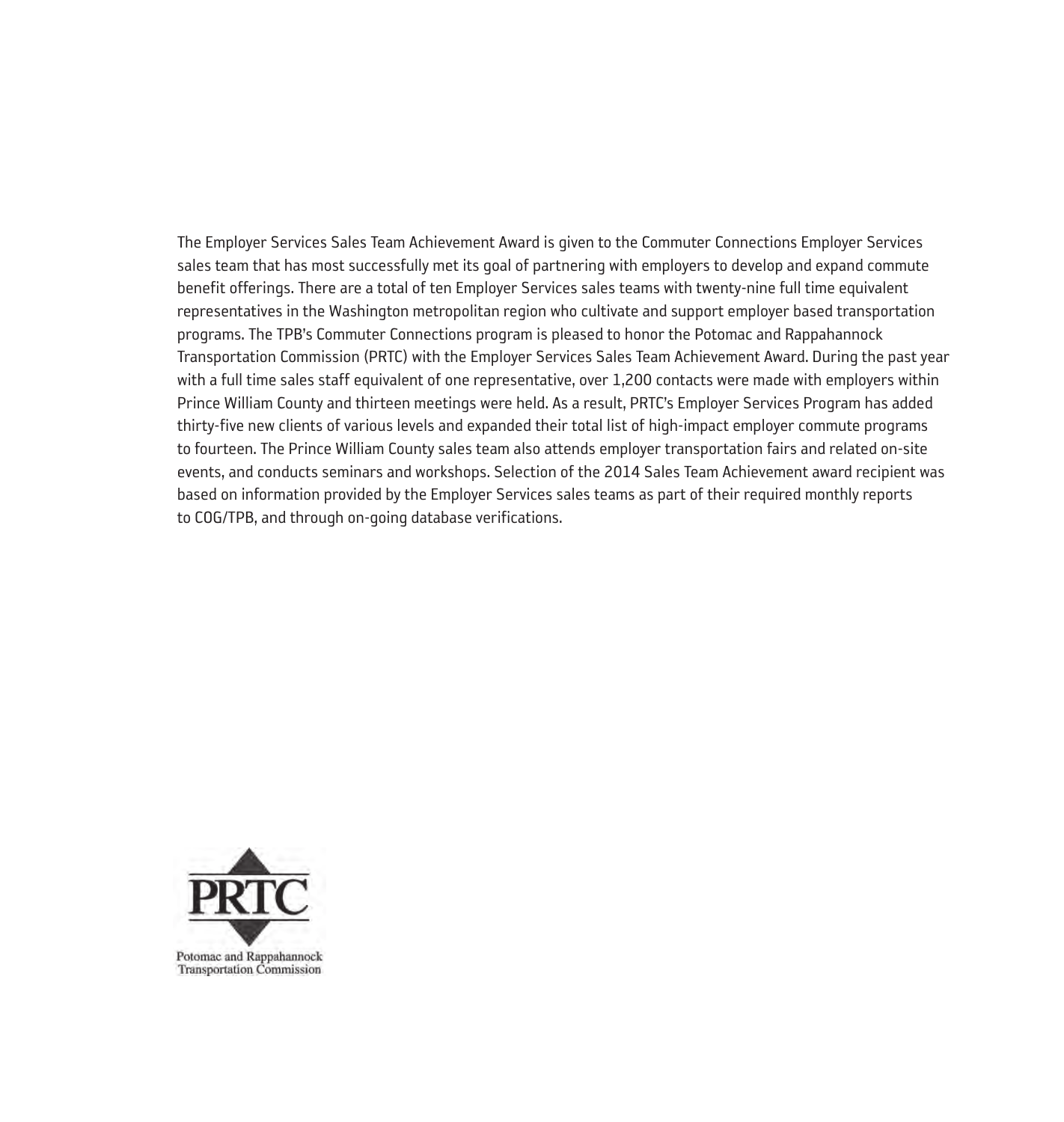The Employer Services Sales Team Achievement Award is given to the Commuter Connections Employer Services sales team that has most successfully met its goal of partnering with employers to develop and expand commute benefit offerings. There are a total of ten Employer Services sales teams with twenty-nine full time equivalent representatives in the Washington metropolitan region who cultivate and support employer based transportation programs. The TPB's Commuter Connections program is pleased to honor the Potomac and Rappahannock Transportation Commission (PRTC) with the Employer Services Sales Team Achievement Award. During the past year with a full time sales staff equivalent of one representative, over 1,200 contacts were made with employers within Prince William County and thirteen meetings were held. As a result, PRTC's Employer Services Program has added thirty-five new clients of various levels and expanded their total list of high-impact employer commute programs to fourteen. The Prince William County sales team also attends employer transportation fairs and related on-site events, and conducts seminars and workshops. Selection of the 2014 Sales Team Achievement award recipient was based on information provided by the Employer Services sales teams as part of their required monthly reports to COG/TPB, and through on-going database verifications.

PRTC

Potomac and Rappahannock Transportation Commission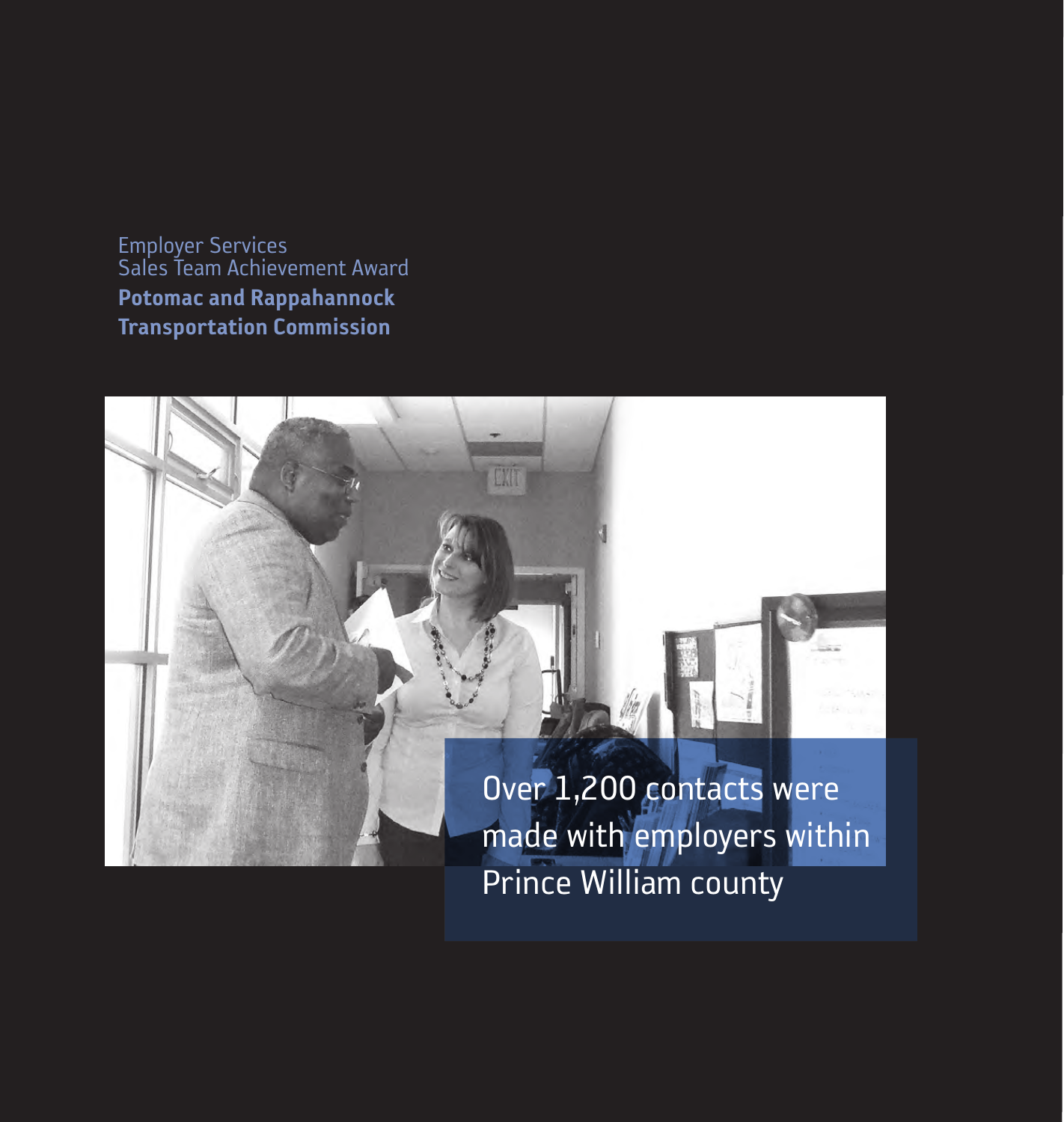Employer Services
Sales Team Achievement Award

**Potomac and Rappahannock Transportation Commission**

Over 1,200 contacts were made with employers within Prince William county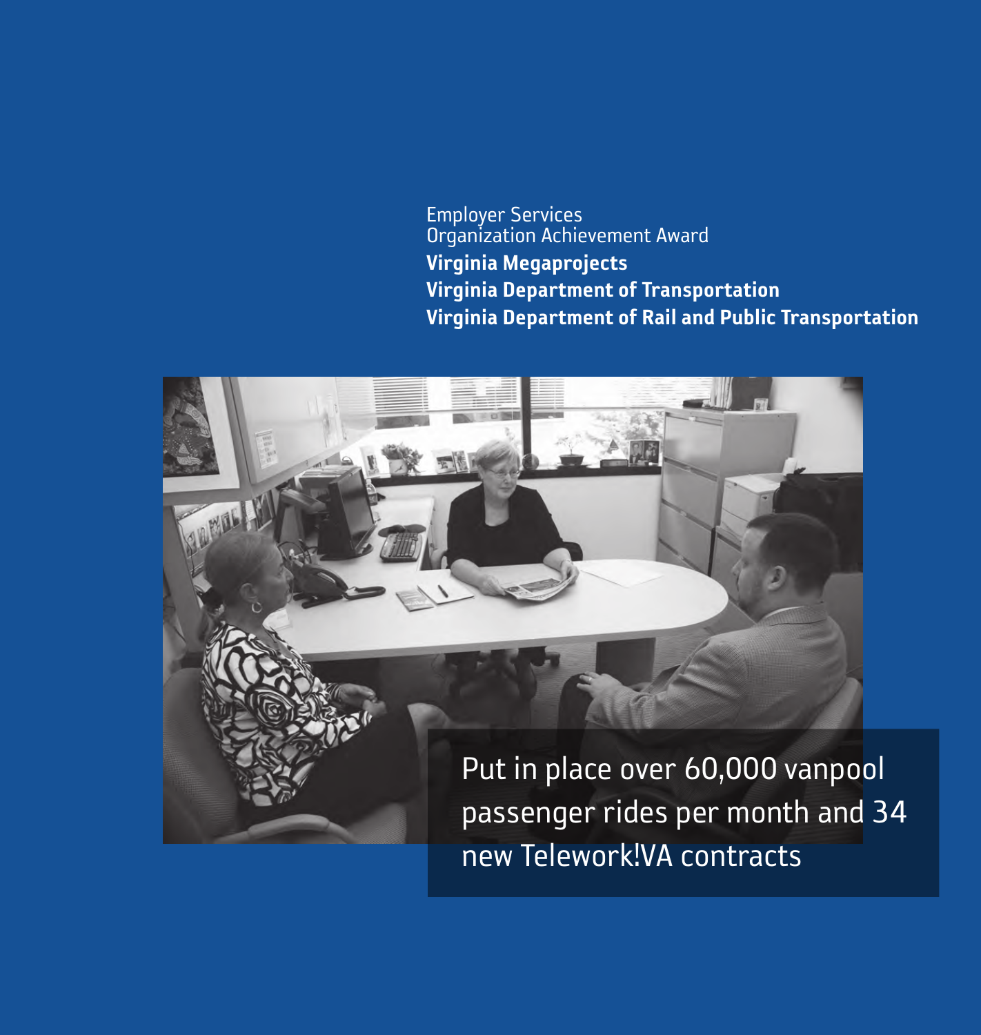Employer Services
Organization Achievement Award

**Virginia Megaprojects**
**Virginia Department of Transportation**
**Virginia Department of Rail and Public Transportation**

Put in place over 60,000 vanpool passenger rides per month and 34 new Telework!VA contracts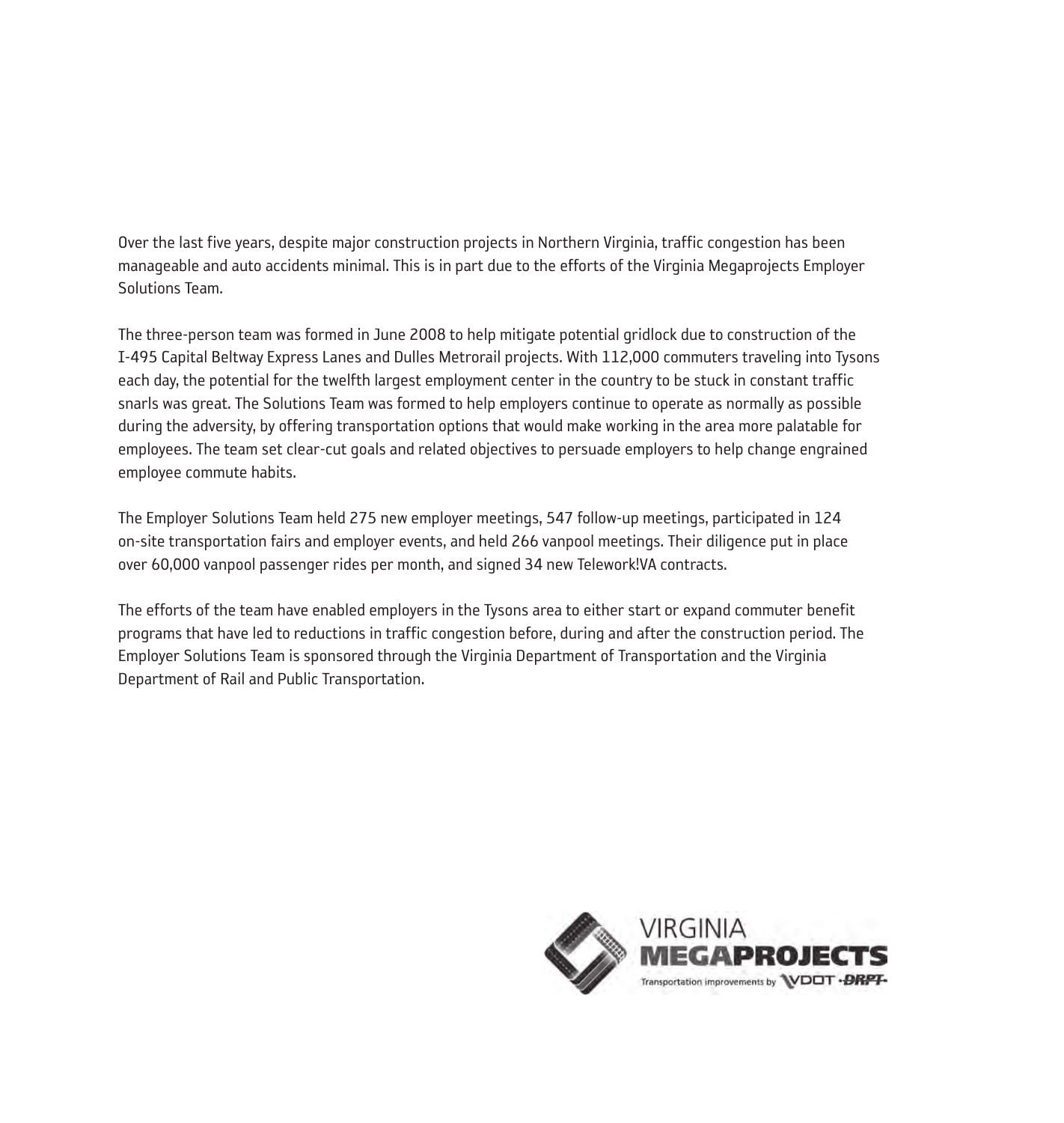Over the last five years, despite major construction projects in Northern Virginia, traffic congestion has been manageable and auto accidents minimal. This is in part due to the efforts of the Virginia Megaprojects Employer Solutions Team.

The three-person team was formed in June 2008 to help mitigate potential gridlock due to construction of the I-495 Capital Beltway Express Lanes and Dulles Metrorail projects. With 112,000 commuters traveling into Tysons each day, the potential for the twelfth largest employment center in the country to be stuck in constant traffic snarls was great. The Solutions Team was formed to help employers continue to operate as normally as possible during the adversity, by offering transportation options that would make working in the area more palatable for employees. The team set clear-cut goals and related objectives to persuade employers to help change engrained employee commute habits.

The Employer Solutions Team held 275 new employer meetings, 547 follow-up meetings, participated in 124 on-site transportation fairs and employer events, and held 266 vanpool meetings. Their diligence put in place over 60,000 vanpool passenger rides per month, and signed 34 new Telework!VA contracts.

The efforts of the team have enabled employers in the Tysons area to either start or expand commuter benefit programs that have led to reductions in traffic congestion before, during and after the construction period. The Employer Solutions Team is sponsored through the Virginia Department of Transportation and the Virginia Department of Rail and Public Transportation.

VIRGINIA MEGAPROJECTS

Transportation improvements by VDOT · DRPT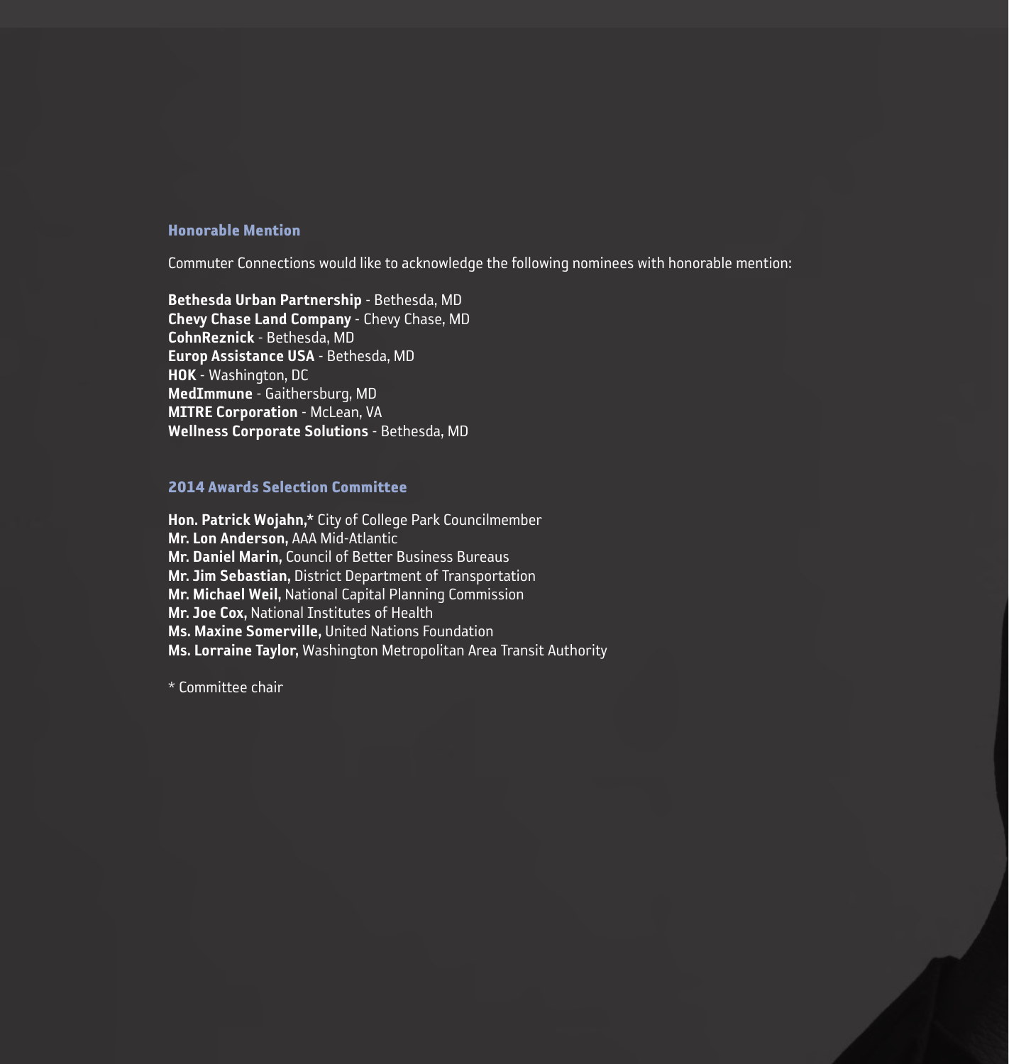## Honorable Mention

Commuter Connections would like to acknowledge the following nominees with honorable mention:

**Bethesda Urban Partnership** - Bethesda, MD
**Chevy Chase Land Company** - Chevy Chase, MD
**CohnReznick** - Bethesda, MD
**Europ Assistance USA** - Bethesda, MD
**HOK** - Washington, DC
**MedImmune** - Gaithersburg, MD
**MITRE Corporation** - McLean, VA
**Wellness Corporate Solutions** - Bethesda, MD

## 2014 Awards Selection Committee

**Hon. Patrick Wojahn,*** City of College Park Councilmember
**Mr. Lon Anderson,** AAA Mid-Atlantic
**Mr. Daniel Marin,** Council of Better Business Bureaus
**Mr. Jim Sebastian,** District Department of Transportation
**Mr. Michael Weil,** National Capital Planning Commission
**Mr. Joe Cox,** National Institutes of Health
**Ms. Maxine Somerville,** United Nations Foundation
**Ms. Lorraine Taylor,** Washington Metropolitan Area Transit Authority

* Committee chair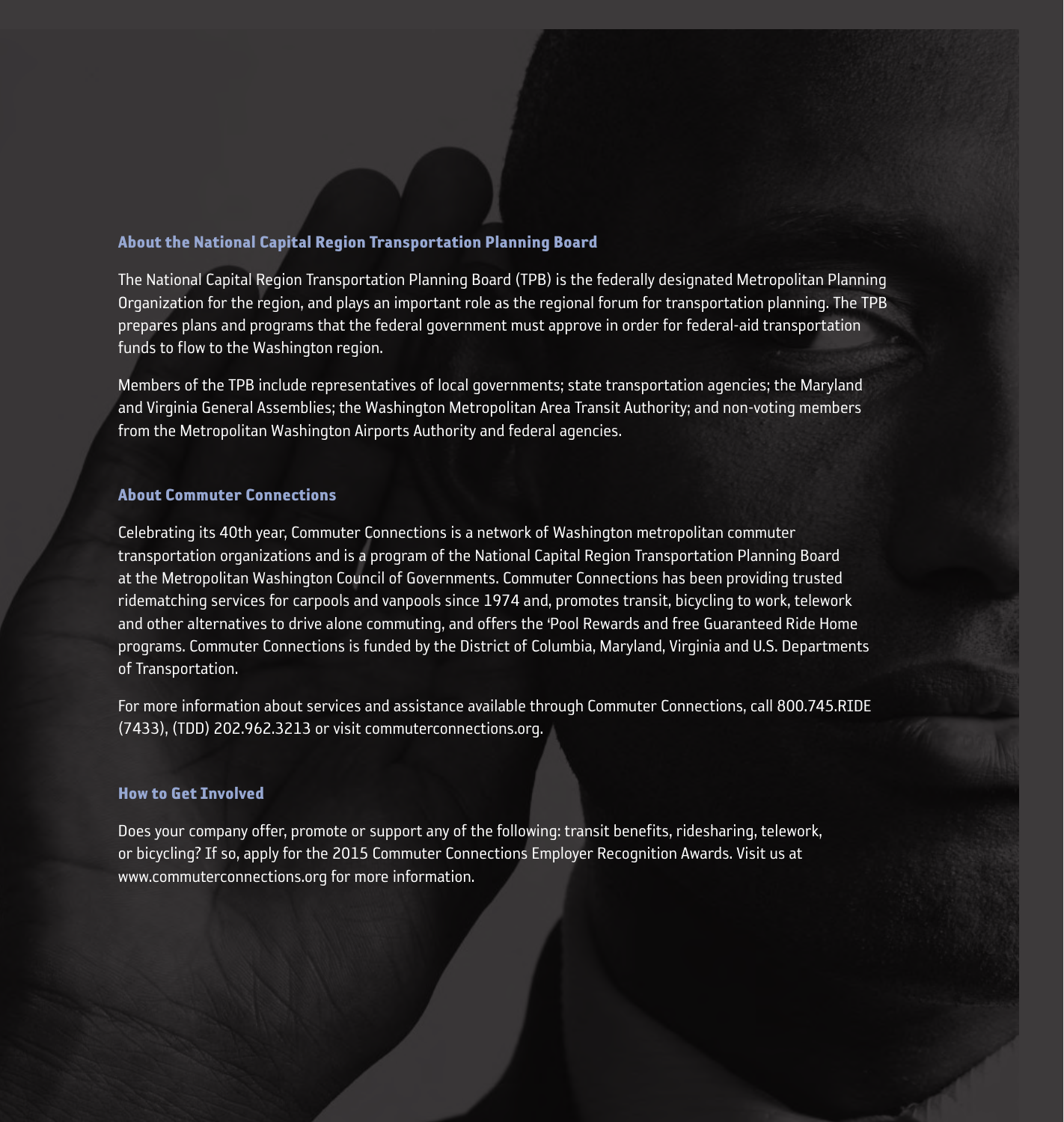## About the National Capital Region Transportation Planning Board

The National Capital Region Transportation Planning Board (TPB) is the federally designated Metropolitan Planning Organization for the region, and plays an important role as the regional forum for transportation planning. The TPB prepares plans and programs that the federal government must approve in order for federal-aid transportation funds to flow to the Washington region.

Members of the TPB include representatives of local governments; state transportation agencies; the Maryland and Virginia General Assemblies; the Washington Metropolitan Area Transit Authority; and non-voting members from the Metropolitan Washington Airports Authority and federal agencies.

## About Commuter Connections

Celebrating its 40th year, Commuter Connections is a network of Washington metropolitan commuter transportation organizations and is a program of the National Capital Region Transportation Planning Board at the Metropolitan Washington Council of Governments. Commuter Connections has been providing trusted ridematching services for carpools and vanpools since 1974 and, promotes transit, bicycling to work, telework and other alternatives to drive alone commuting, and offers the 'Pool Rewards and free Guaranteed Ride Home programs. Commuter Connections is funded by the District of Columbia, Maryland, Virginia and U.S. Departments of Transportation.

For more information about services and assistance available through Commuter Connections, call 800.745.RIDE (7433), (TDD) 202.962.3213 or visit commuterconnections.org.

## How to Get Involved

Does your company offer, promote or support any of the following: transit benefits, ridesharing, telework, or bicycling? If so, apply for the 2015 Commuter Connections Employer Recognition Awards. Visit us at www.commuterconnections.org for more information.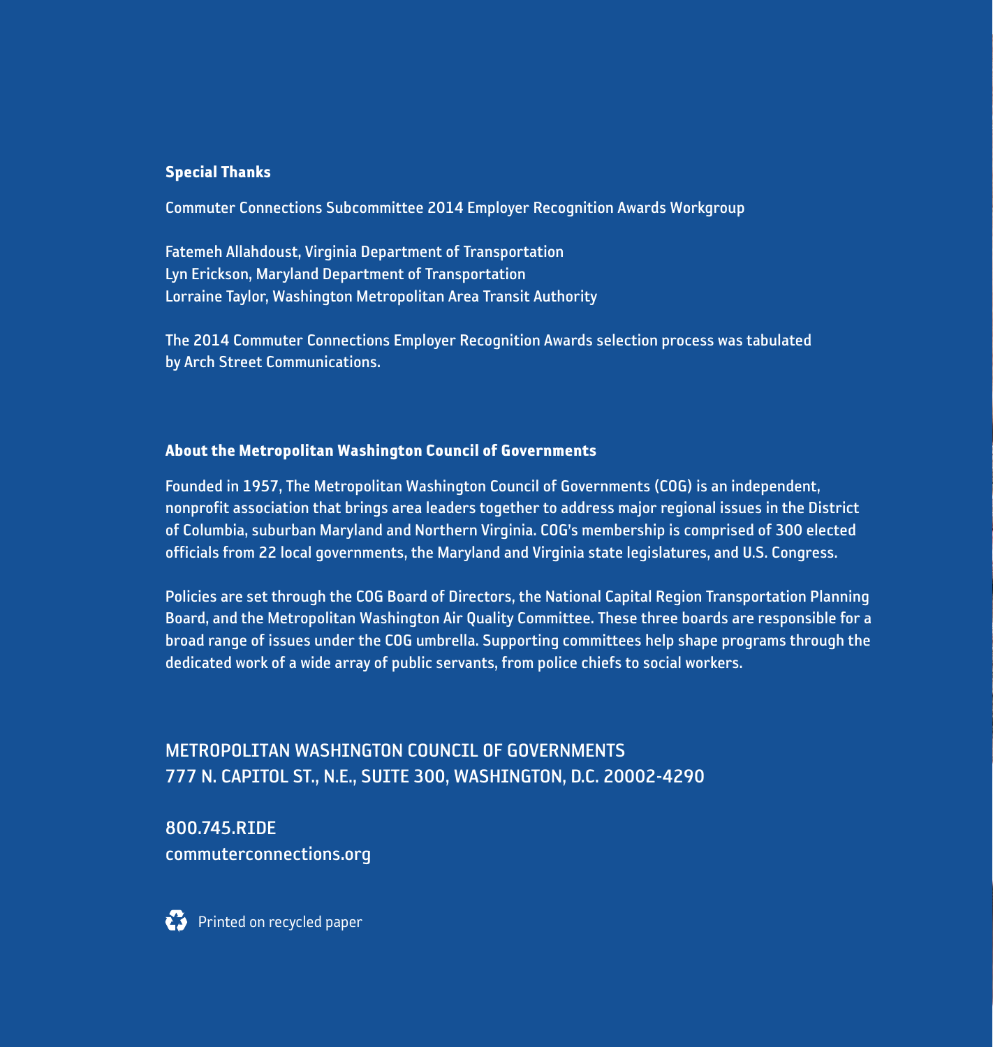**Special Thanks**

Commuter Connections Subcommittee 2014 Employer Recognition Awards Workgroup

Fatemeh Allahdoust, Virginia Department of Transportation
Lyn Erickson, Maryland Department of Transportation
Lorraine Taylor, Washington Metropolitan Area Transit Authority

The 2014 Commuter Connections Employer Recognition Awards selection process was tabulated by Arch Street Communications.

**About the Metropolitan Washington Council of Governments**

Founded in 1957, The Metropolitan Washington Council of Governments (COG) is an independent, nonprofit association that brings area leaders together to address major regional issues in the District of Columbia, suburban Maryland and Northern Virginia. COG's membership is comprised of 300 elected officials from 22 local governments, the Maryland and Virginia state legislatures, and U.S. Congress.

Policies are set through the COG Board of Directors, the National Capital Region Transportation Planning Board, and the Metropolitan Washington Air Quality Committee. These three boards are responsible for a broad range of issues under the COG umbrella. Supporting committees help shape programs through the dedicated work of a wide array of public servants, from police chiefs to social workers.

METROPOLITAN WASHINGTON COUNCIL OF GOVERNMENTS
777 N. CAPITOL ST., N.E., SUITE 300, WASHINGTON, D.C. 20002-4290

800.745.RIDE
commuterconnections.org

Printed on recycled paper